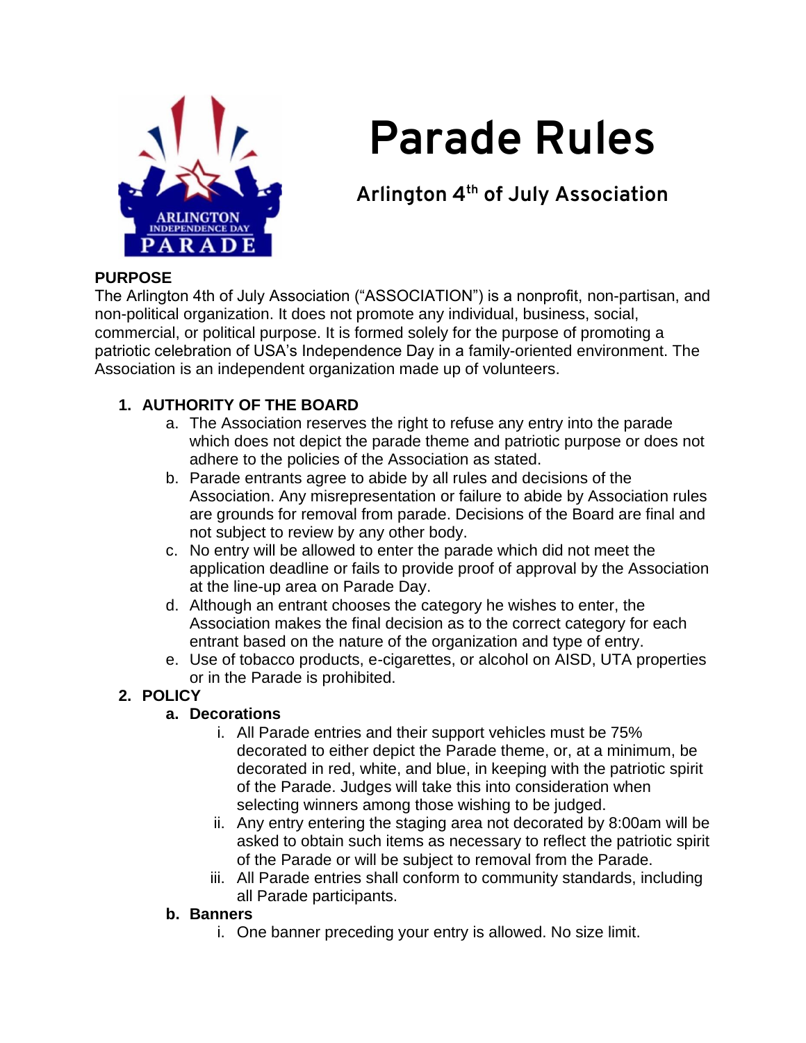# Parade Rules

## Arlington 4th of July Association

**PURPOSE**

The Arlington 4th of July Association ("ASSOCIATION") is a nonprofit, non-partisan, and non-political organization. It does not promote any individual, business, social, commercial, or political purpose. It is formed solely for the purpose of promoting a patriotic celebration of USA's Independence Day in a family-oriented environment. The Association is an independent organization made up of volunteers.

1. **AUTHORITY OF THE BOARD**
   a. The Association reserves the right to refuse any entry into the parade which does not depict the parade theme and patriotic purpose or does not adhere to the policies of the Association as stated.
   b. Parade entrants agree to abide by all rules and decisions of the Association. Any misrepresentation or failure to abide by Association rules are grounds for removal from parade. Decisions of the Board are final and not subject to review by any other body.
   c. No entry will be allowed to enter the parade which did not meet the application deadline or fails to provide proof of approval by the Association at the line-up area on Parade Day.
   d. Although an entrant chooses the category he wishes to enter, the Association makes the final decision as to the correct category for each entrant based on the nature of the organization and type of entry.
   e. Use of tobacco products, e-cigarettes, or alcohol on AISD, UTA properties or in the Parade is prohibited.
2. **POLICY**
   a. **Decorations**
      i. All Parade entries and their support vehicles must be 75% decorated to either depict the Parade theme, or, at a minimum, be decorated in red, white, and blue, in keeping with the patriotic spirit of the Parade. Judges will take this into consideration when selecting winners among those wishing to be judged.
      ii. Any entry entering the staging area not decorated by 8:00am will be asked to obtain such items as necessary to reflect the patriotic spirit of the Parade or will be subject to removal from the Parade.
      iii. All Parade entries shall conform to community standards, including all Parade participants.
   b. **Banners**
      i. One banner preceding your entry is allowed. No size limit.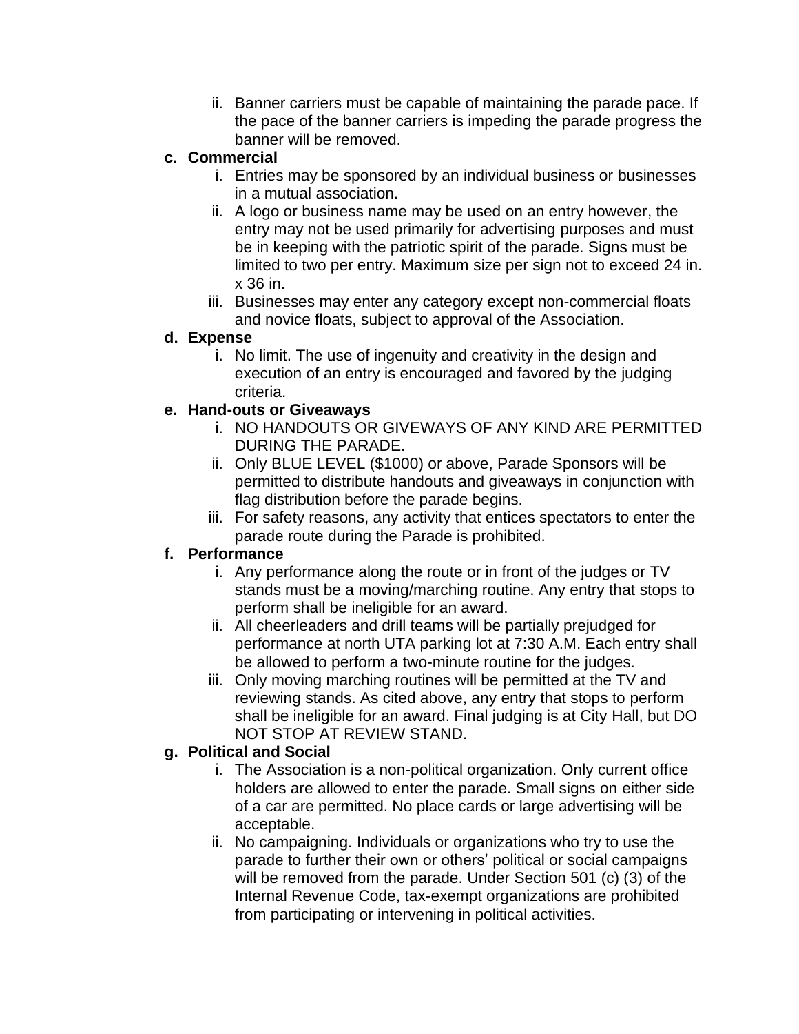ii. Banner carriers must be capable of maintaining the parade pace. If the pace of the banner carriers is impeding the parade progress the banner will be removed.

**c. Commercial**

   i. Entries may be sponsored by an individual business or businesses in a mutual association.

   ii. A logo or business name may be used on an entry however, the entry may not be used primarily for advertising purposes and must be in keeping with the patriotic spirit of the parade. Signs must be limited to two per entry. Maximum size per sign not to exceed 24 in. x 36 in.

   iii. Businesses may enter any category except non-commercial floats and novice floats, subject to approval of the Association.

**d. Expense**

   i. No limit. The use of ingenuity and creativity in the design and execution of an entry is encouraged and favored by the judging criteria.

**e. Hand-outs or Giveaways**

   i. NO HANDOUTS OR GIVEWAYS OF ANY KIND ARE PERMITTED DURING THE PARADE.

   ii. Only BLUE LEVEL ($1000) or above, Parade Sponsors will be permitted to distribute handouts and giveaways in conjunction with flag distribution before the parade begins.

   iii. For safety reasons, any activity that entices spectators to enter the parade route during the Parade is prohibited.

**f. Performance**

   i. Any performance along the route or in front of the judges or TV stands must be a moving/marching routine. Any entry that stops to perform shall be ineligible for an award.

   ii. All cheerleaders and drill teams will be partially prejudged for performance at north UTA parking lot at 7:30 A.M. Each entry shall be allowed to perform a two-minute routine for the judges.

   iii. Only moving marching routines will be permitted at the TV and reviewing stands. As cited above, any entry that stops to perform shall be ineligible for an award. Final judging is at City Hall, but DO NOT STOP AT REVIEW STAND.

**g. Political and Social**

   i. The Association is a non-political organization. Only current office holders are allowed to enter the parade. Small signs on either side of a car are permitted. No place cards or large advertising will be acceptable.

   ii. No campaigning. Individuals or organizations who try to use the parade to further their own or others' political or social campaigns will be removed from the parade. Under Section 501 (c) (3) of the Internal Revenue Code, tax-exempt organizations are prohibited from participating or intervening in political activities.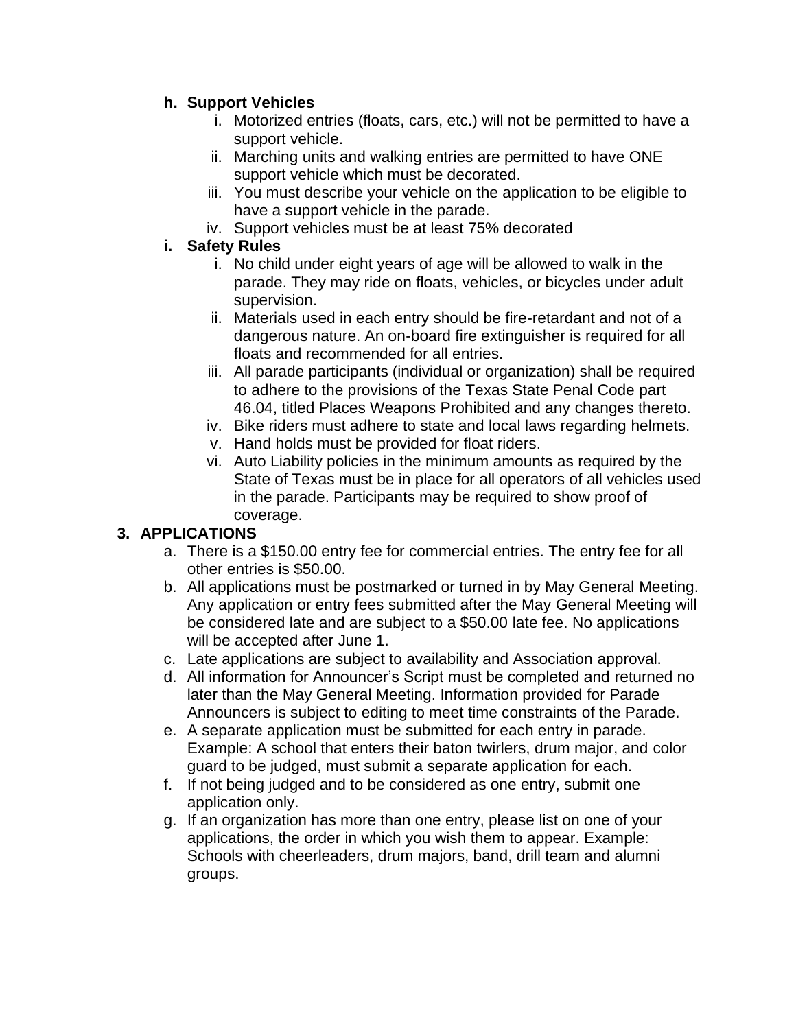**h. Support Vehicles**

i. Motorized entries (floats, cars, etc.) will not be permitted to have a support vehicle.
ii. Marching units and walking entries are permitted to have ONE support vehicle which must be decorated.
iii. You must describe your vehicle on the application to be eligible to have a support vehicle in the parade.
iv. Support vehicles must be at least 75% decorated

**i. Safety Rules**

i. No child under eight years of age will be allowed to walk in the parade. They may ride on floats, vehicles, or bicycles under adult supervision.
ii. Materials used in each entry should be fire-retardant and not of a dangerous nature. An on-board fire extinguisher is required for all floats and recommended for all entries.
iii. All parade participants (individual or organization) shall be required to adhere to the provisions of the Texas State Penal Code part 46.04, titled Places Weapons Prohibited and any changes thereto.
iv. Bike riders must adhere to state and local laws regarding helmets.
v. Hand holds must be provided for float riders.
vi. Auto Liability policies in the minimum amounts as required by the State of Texas must be in place for all operators of all vehicles used in the parade. Participants may be required to show proof of coverage.

## 3. APPLICATIONS

a. There is a $150.00 entry fee for commercial entries. The entry fee for all other entries is $50.00.
b. All applications must be postmarked or turned in by May General Meeting. Any application or entry fees submitted after the May General Meeting will be considered late and are subject to a $50.00 late fee. No applications will be accepted after June 1.
c. Late applications are subject to availability and Association approval.
d. All information for Announcer's Script must be completed and returned no later than the May General Meeting. Information provided for Parade Announcers is subject to editing to meet time constraints of the Parade.
e. A separate application must be submitted for each entry in parade. Example: A school that enters their baton twirlers, drum major, and color guard to be judged, must submit a separate application for each.
f. If not being judged and to be considered as one entry, submit one application only.
g. If an organization has more than one entry, please list on one of your applications, the order in which you wish them to appear. Example: Schools with cheerleaders, drum majors, band, drill team and alumni groups.